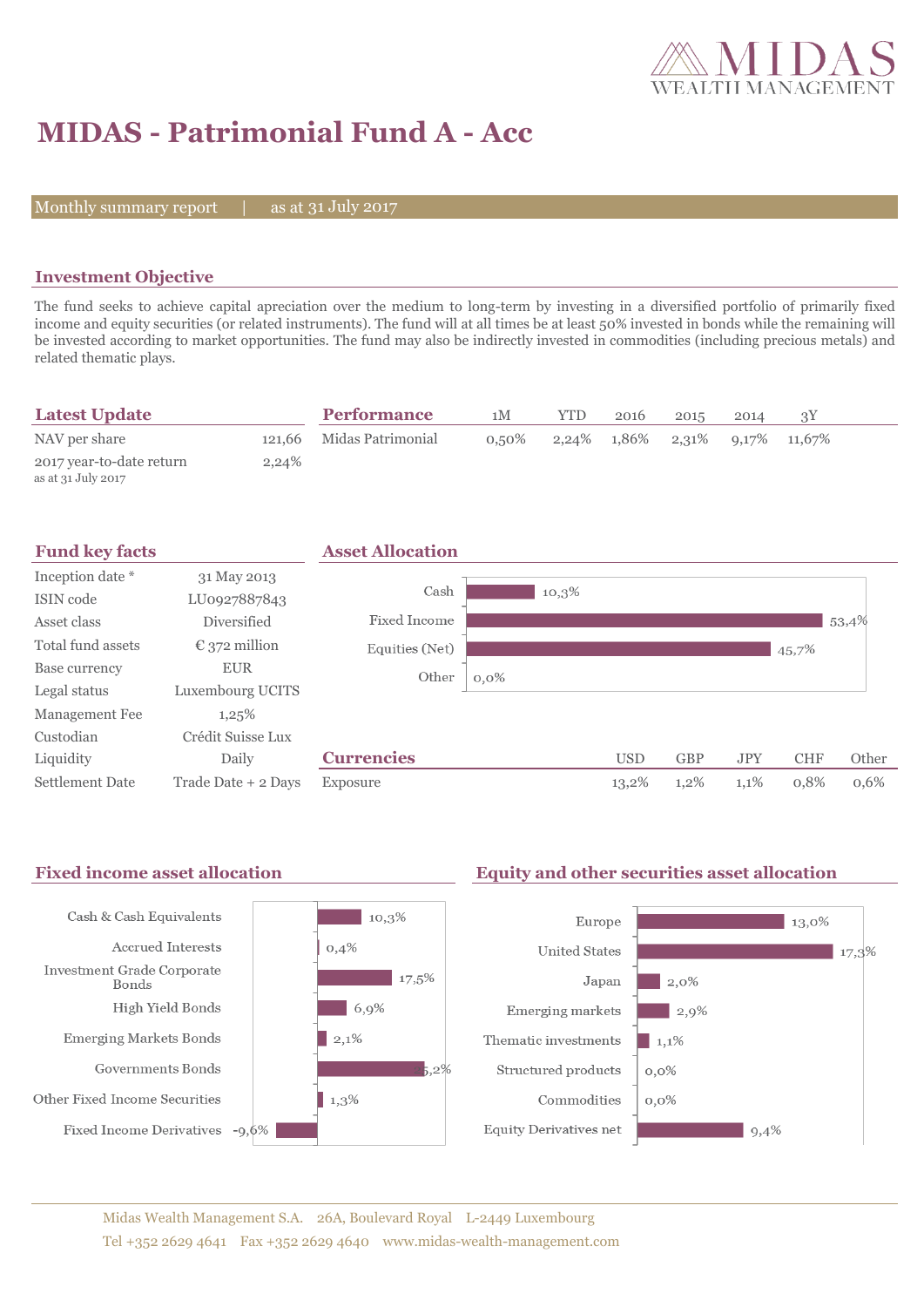# MIDAS - Patrimonial Fund A - Acc

Monthly summary report | as at 31 July 2017

## Investment Objective

The fund seeks to achieve capital apreciation over the medium to long-term by investing in a diversified portfolio of primarily fixed income and equity securities (or related instruments). The fund will at all times be at least 50% invested in bonds while the remaining will be invested according to market opportunities. The fund may also be indirectly invested in commodities (including precious metals) and related thematic plays.

## Latest Update

| | |
|---|---|
| NAV per share | 121,66 |
| 2017 year-to-date return<br>as at 31 July 2017 | 2,24% |

## Performance

| | 1M | YTD | 2016 | 2015 | 2014 | 3Y |
|---|---|---|---|---|---|---|
| Midas Patrimonial | 0,50% | 2,24% | 1,86% | 2,31% | 9,17% | 11,67% |

## Fund key facts

| | |
|---|---|
| Inception date * | 31 May 2013 |
| ISIN code | LU0927887843 |
| Asset class | Diversified |
| Total fund assets | € 372 million |
| Base currency | EUR |
| Legal status | Luxembourg UCITS |
| Management Fee | 1,25% |
| Custodian | Crédit Suisse Lux |
| Liquidity | Daily |
| Settlement Date | Trade Date + 2 Days |

## Asset Allocation

| | |
|---|---|
| Cash | 10,3% |
| Fixed Income | 53,4% |
| Equities (Net) | 45,7% |
| Other | 0,0% |

## Currencies

| | USD | GBP | JPY | CHF | Other |
|---|---|---|---|---|---|
| Exposure | 13,2% | 1,2% | 1,1% | 0,8% | 0,6% |

## Fixed income asset allocation

| | |
|---|---|
| Cash & Cash Equivalents | 10,3% |
| Accrued Interests | 0,4% |
| Investment Grade Corporate Bonds | 17,5% |
| High Yield Bonds | 6,9% |
| Emerging Markets Bonds | 2,1% |
| Governments Bonds | 25,2% |
| Other Fixed Income Securities | 1,3% |
| Fixed Income Derivatives | -9,6% |

## Equity and other securities asset allocation

| | |
|---|---|
| Europe | 13,0% |
| United States | 17,3% |
| Japan | 2,0% |
| Emerging markets | 2,9% |
| Thematic investments | 1,1% |
| Structured products | 0,0% |
| Commodities | 0,0% |
| Equity Derivatives net | 9,4% |

Midas Wealth Management S.A. 26A, Boulevard Royal L-2449 Luxembourg
Tel +352 2629 4641 Fax +352 2629 4640 www.midas-wealth-management.com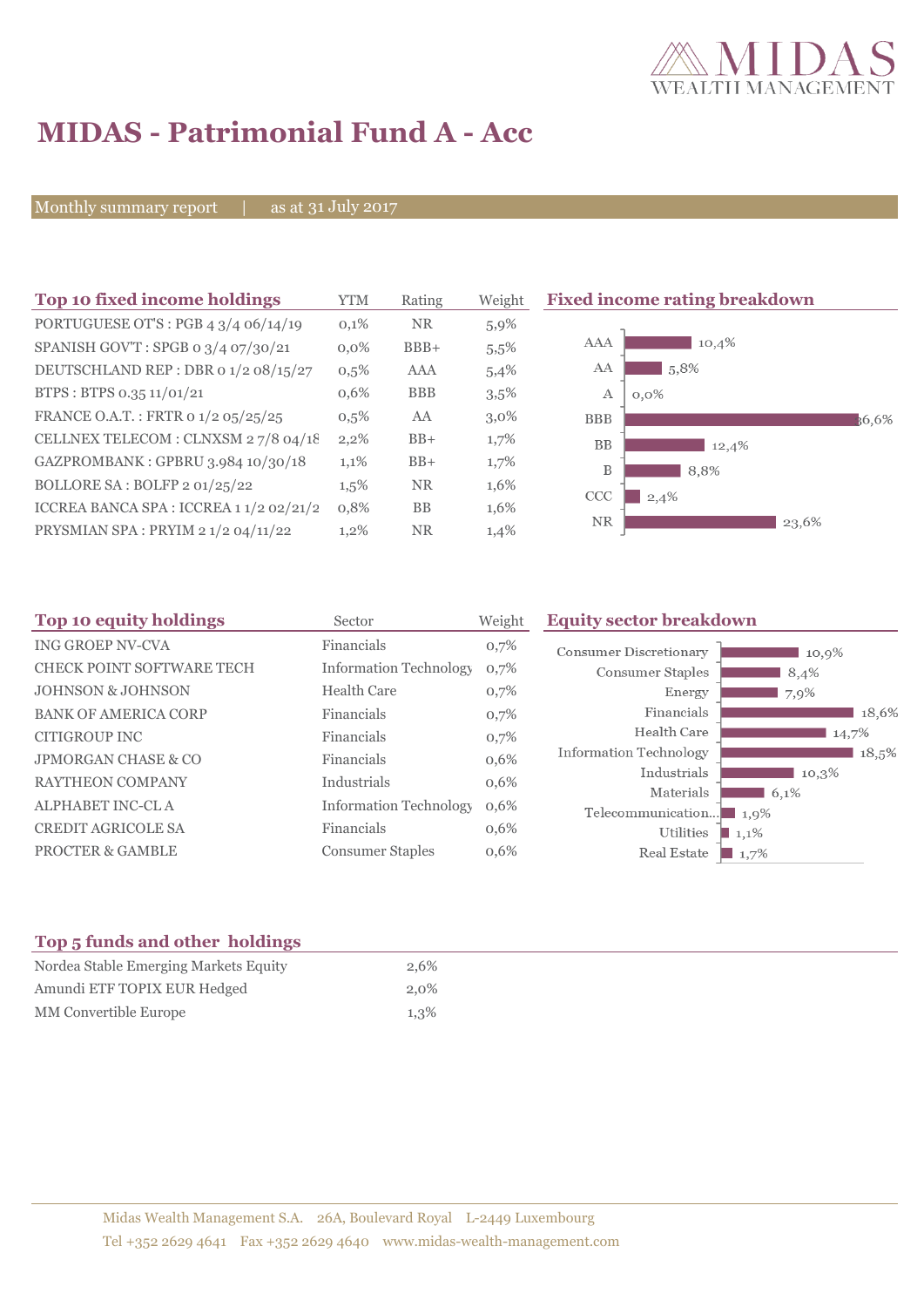# MIDAS - Patrimonial Fund A - Acc

Monthly summary report | as at 31 July 2017

## Top 10 fixed income holdings

| Top 10 fixed income holdings | YTM | Rating | Weight |
|---|---|---|---|
| PORTUGUESE OT'S : PGB 4 3/4 06/14/19 | 0,1% | NR | 5,9% |
| SPANISH GOV'T : SPGB 0 3/4 07/30/21 | 0,0% | BBB+ | 5,5% |
| DEUTSCHLAND REP : DBR 0 1/2 08/15/27 | 0,5% | AAA | 5,4% |
| BTPS : BTPS 0.35 11/01/21 | 0,6% | BBB | 3,5% |
| FRANCE O.A.T. : FRTR 0 1/2 05/25/25 | 0,5% | AA | 3,0% |
| CELLNEX TELECOM : CLNXSM 2 7/8 04/18 | 2,2% | BB+ | 1,7% |
| GAZPROMBANK : GPBRU 3.984 10/30/18 | 1,1% | BB+ | 1,7% |
| BOLLORE SA : BOLFP 2 01/25/22 | 1,5% | NR | 1,6% |
| ICCREA BANCA SPA : ICCREA 1 1/2 02/21/2 | 0,8% | BB | 1,6% |
| PRYSMIAN SPA : PRYIM 2 1/2 04/11/22 | 1,2% | NR | 1,4% |

## Fixed income rating breakdown

| Rating | Weight |
|---|---|
| AAA | 10,4% |
| AA | 5,8% |
| A | 0,0% |
| BBB | 36,6% |
| BB | 12,4% |
| B | 8,8% |
| CCC | 2,4% |
| NR | 23,6% |

## Top 10 equity holdings

| Top 10 equity holdings | Sector | Weight |
|---|---|---|
| ING GROEP NV-CVA | Financials | 0,7% |
| CHECK POINT SOFTWARE TECH | Information Technology | 0,7% |
| JOHNSON & JOHNSON | Health Care | 0,7% |
| BANK OF AMERICA CORP | Financials | 0,7% |
| CITIGROUP INC | Financials | 0,7% |
| JPMORGAN CHASE & CO | Financials | 0,6% |
| RAYTHEON COMPANY | Industrials | 0,6% |
| ALPHABET INC-CL A | Information Technology | 0,6% |
| CREDIT AGRICOLE SA | Financials | 0,6% |
| PROCTER & GAMBLE | Consumer Staples | 0,6% |

## Equity sector breakdown

| Sector | Weight |
|---|---|
| Consumer Discretionary | 10,9% |
| Consumer Staples | 8,4% |
| Energy | 7,9% |
| Financials | 18,6% |
| Health Care | 14,7% |
| Information Technology | 18,5% |
| Industrials | 10,3% |
| Materials | 6,1% |
| Telecommunication... | 1,9% |
| Utilities | 1,1% |
| Real Estate | 1,7% |

## Top 5 funds and other holdings

| Top 5 funds and other holdings | |
|---|---|
| Nordea Stable Emerging Markets Equity | 2,6% |
| Amundi ETF TOPIX EUR Hedged | 2,0% |
| MM Convertible Europe | 1,3% |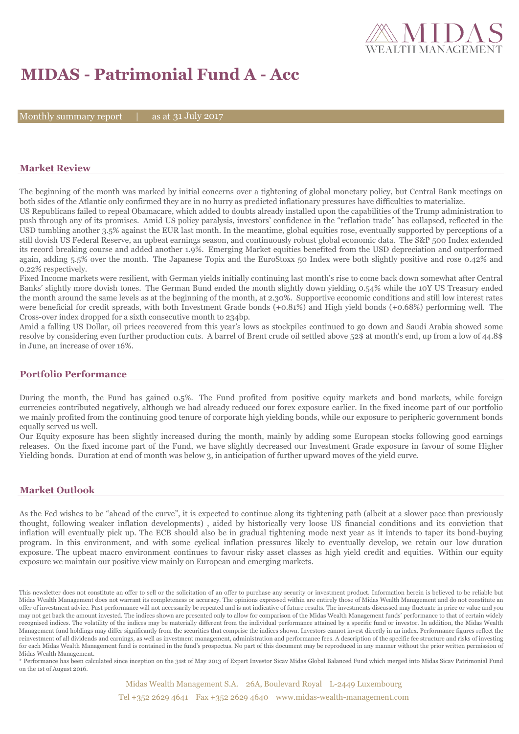# MIDAS - Patrimonial Fund A - Acc

Monthly summary report | as at 31 July 2017

## Market Review

The beginning of the month was marked by initial concerns over a tightening of global monetary policy, but Central Bank meetings on both sides of the Atlantic only confirmed they are in no hurry as predicted inflationary pressures have difficulties to materialize.

US Republicans failed to repeal Obamacare, which added to doubts already installed upon the capabilities of the Trump administration to push through any of its promises. Amid US policy paralysis, investors' confidence in the "reflation trade" has collapsed, reflected in the USD tumbling another 3.5% against the EUR last month. In the meantime, global equities rose, eventually supported by perceptions of a still dovish US Federal Reserve, an upbeat earnings season, and continuously robust global economic data. The S&P 500 Index extended its record breaking course and added another 1.9%. Emerging Market equities benefited from the USD depreciation and outperformed again, adding 5.5% over the month. The Japanese Topix and the EuroStoxx 50 Index were both slightly positive and rose 0.42% and 0.22% respectively.

Fixed Income markets were resilient, with German yields initially continuing last month's rise to come back down somewhat after Central Banks' slightly more dovish tones. The German Bund ended the month slightly down yielding 0.54% while the 10Y US Treasury ended the month around the same levels as at the beginning of the month, at 2.30%. Supportive economic conditions and still low interest rates were beneficial for credit spreads, with both Investment Grade bonds (+0.81%) and High yield bonds (+0.68%) performing well. The Cross-over index dropped for a sixth consecutive month to 234bp.

Amid a falling US Dollar, oil prices recovered from this year's lows as stockpiles continued to go down and Saudi Arabia showed some resolve by considering even further production cuts. A barrel of Brent crude oil settled above 52$ at month's end, up from a low of 44.8$ in June, an increase of over 16%.

## Portfolio Performance

During the month, the Fund has gained 0.5%. The Fund profited from positive equity markets and bond markets, while foreign currencies contributed negatively, although we had already reduced our forex exposure earlier. In the fixed income part of our portfolio we mainly profited from the continuing good tenure of corporate high yielding bonds, while our exposure to peripheric government bonds equally served us well.

Our Equity exposure has been slightly increased during the month, mainly by adding some European stocks following good earnings releases. On the fixed income part of the Fund, we have slightly decreased our Investment Grade exposure in favour of some Higher Yielding bonds. Duration at end of month was below 3, in anticipation of further upward moves of the yield curve.

## Market Outlook

As the Fed wishes to be "ahead of the curve", it is expected to continue along its tightening path (albeit at a slower pace than previously thought, following weaker inflation developments) , aided by historically very loose US financial conditions and its conviction that inflation will eventually pick up. The ECB should also be in gradual tightening mode next year as it intends to taper its bond-buying program. In this environment, and with some cyclical inflation pressures likely to eventually develop, we retain our low duration exposure. The upbeat macro environment continues to favour risky asset classes as high yield credit and equities. Within our equity exposure we maintain our positive view mainly on European and emerging markets.

---

This newsletter does not constitute an offer to sell or the solicitation of an offer to purchase any security or investment product. Information herein is believed to be reliable but Midas Wealth Management does not warrant its completeness or accuracy. The opinions expressed within are entirely those of Midas Wealth Management and do not constitute an offer of investment advice. Past performance will not necessarily be repeated and is not indicative of future results. The investments discussed may fluctuate in price or value and you may not get back the amount invested. The indices shown are presented only to allow for comparison of the Midas Wealth Management funds' performance to that of certain widely recognised indices. The volatility of the indices may be materially different from the individual performance attained by a specific fund or investor. In addition, the Midas Wealth Management fund holdings may differ significantly from the securities that comprise the indices shown. Investors cannot invest directly in an index. Performance figures reflect the reinvestment of all dividends and earnings, as well as investment management, administration and performance fees. A description of the specific fee structure and risks of investing for each Midas Wealth Management fund is contained in the fund's prospectus. No part of this document may be reproduced in any manner without the prior written permission of Midas Wealth Management.

* Performance has been calculated since inception on the 31st of May 2013 of Expert Investor Sicav Midas Global Balanced Fund which merged into Midas Sicav Patrimonial Fund on the 1st of August 2016.

Midas Wealth Management S.A. 26A, Boulevard Royal L-2449 Luxembourg

Tel +352 2629 4641 Fax +352 2629 4640 www.midas-wealth-management.com